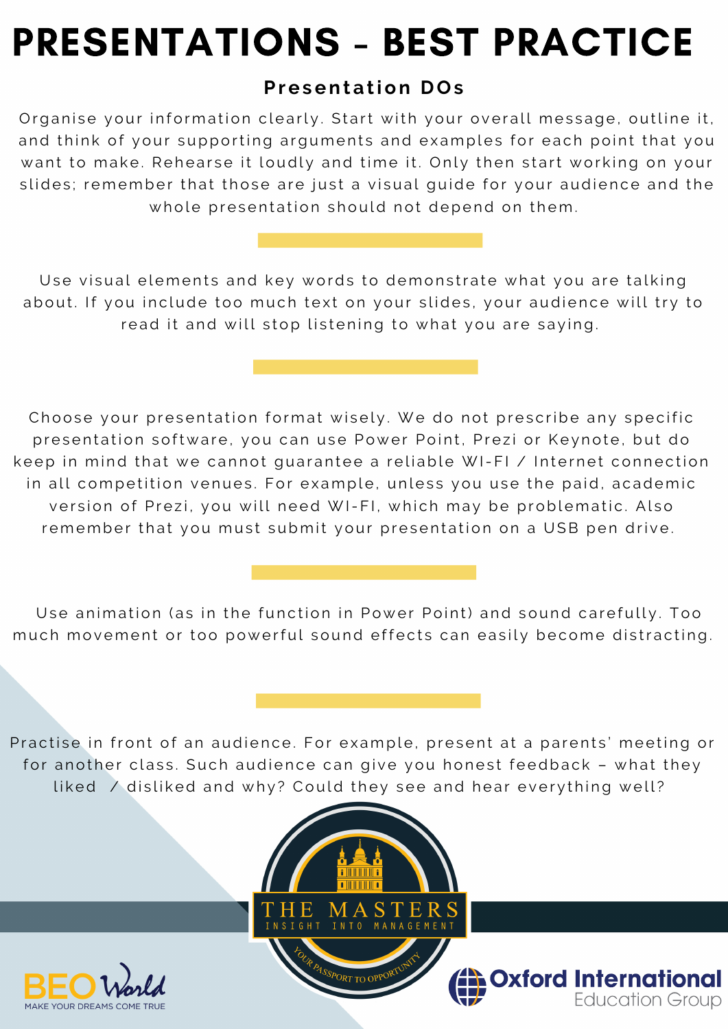# PRESENTATIONS - BEST PRACTICE

## Presentation DOs

Organise your information clearly. Start with your overall message, outline it, and think of your supporting arguments and examples for each point that you want to make. Rehearse it loudly and time it. Only then start working on your slides; remember that those are just a visual guide for your audience and the whole presentation should not depend on them.

Use visual elements and key words to demonstrate what you are talking about. If you include too much text on your slides, your audience will try to read it and will stop listening to what you are saying.

Choose your presentation format wisely. We do not prescribe any specific presentation software, you can use Power Point, Prezi or Keynote, but do keep in mind that we cannot guarantee a reliable WI-FI / Internet connection in all competition venues. For example, unless you use the paid, academic version of Prezi, you will need WI-FI, which may be problematic. Also remember that you must submit your presentation on a USB pen drive.

Use animation (as in the function in Power Point) and sound carefully. Too much movement or too powerful sound effects can easily become distracting.

Practise in front of an audience. For example, present at a parents' meeting or for another class. Such audience can give you honest feedback – what they liked / disliked and why? Could they see and hear everything well?

THE MASTERS
INSIGHT INTO MANAGEMENT
YOUR PASSPORT TO OPPORTUNITY

BEO World
MAKE YOUR DREAMS COME TRUE

Oxford International Education Group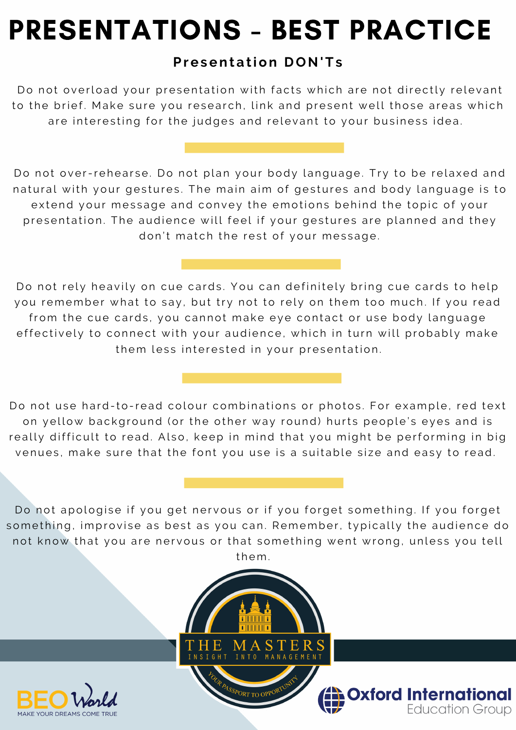# PRESENTATIONS - BEST PRACTICE

## Presentation DON'Ts

Do not overload your presentation with facts which are not directly relevant to the brief. Make sure you research, link and present well those areas which are interesting for the judges and relevant to your business idea.

Do not over-rehearse. Do not plan your body language. Try to be relaxed and natural with your gestures. The main aim of gestures and body language is to extend your message and convey the emotions behind the topic of your presentation. The audience will feel if your gestures are planned and they don't match the rest of your message.

Do not rely heavily on cue cards. You can definitely bring cue cards to help you remember what to say, but try not to rely on them too much. If you read from the cue cards, you cannot make eye contact or use body language effectively to connect with your audience, which in turn will probably make them less interested in your presentation.

Do not use hard-to-read colour combinations or photos. For example, red text on yellow background (or the other way round) hurts people's eyes and is really difficult to read. Also, keep in mind that you might be performing in big venues, make sure that the font you use is a suitable size and easy to read.

Do not apologise if you get nervous or if you forget something. If you forget something, improvise as best as you can. Remember, typically the audience do not know that you are nervous or that something went wrong, unless you tell them.

THE MASTERS
INSIGHT INTO MANAGEMENT
YOUR PASSPORT TO OPPORTUNITY

BEO World
MAKE YOUR DREAMS COME TRUE

Oxford International Education Group